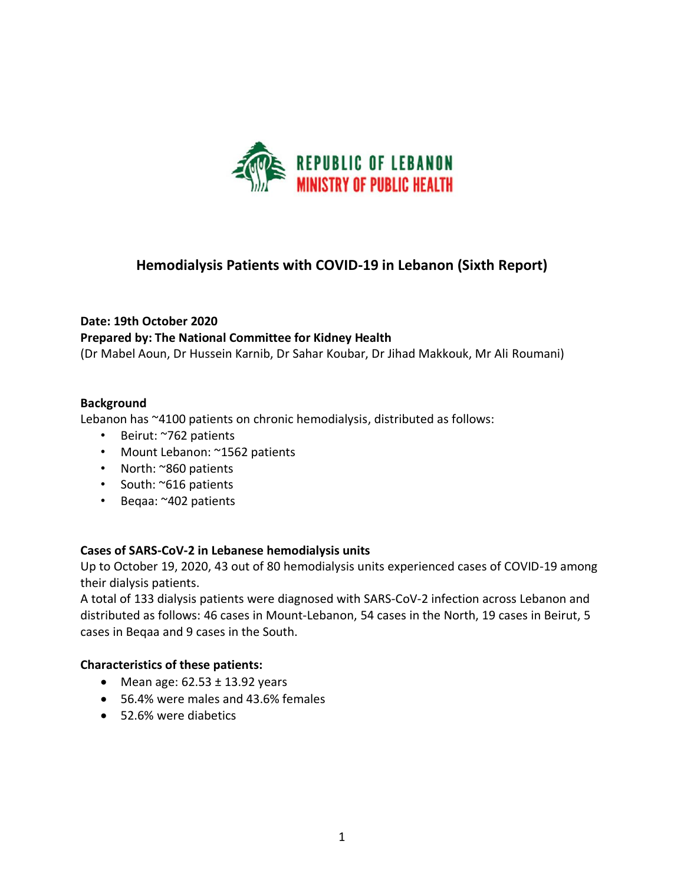REPUBLIC OF LEBANON
MINISTRY OF PUBLIC HEALTH

# Hemodialysis Patients with COVID-19 in Lebanon (Sixth Report)

**Date: 19th October 2020**
**Prepared by: The National Committee for Kidney Health**
(Dr Mabel Aoun, Dr Hussein Karnib, Dr Sahar Koubar, Dr Jihad Makkouk, Mr Ali Roumani)

**Background**
Lebanon has ~4100 patients on chronic hemodialysis, distributed as follows:

- Beirut: ~762 patients
- Mount Lebanon: ~1562 patients
- North: ~860 patients
- South: ~616 patients
- Beqaa: ~402 patients

**Cases of SARS-CoV-2 in Lebanese hemodialysis units**
Up to October 19, 2020, 43 out of 80 hemodialysis units experienced cases of COVID-19 among their dialysis patients.
A total of 133 dialysis patients were diagnosed with SARS-CoV-2 infection across Lebanon and distributed as follows: 46 cases in Mount-Lebanon, 54 cases in the North, 19 cases in Beirut, 5 cases in Beqaa and 9 cases in the South.

**Characteristics of these patients:**

- Mean age: 62.53 ± 13.92 years
- 56.4% were males and 43.6% females
- 52.6% were diabetics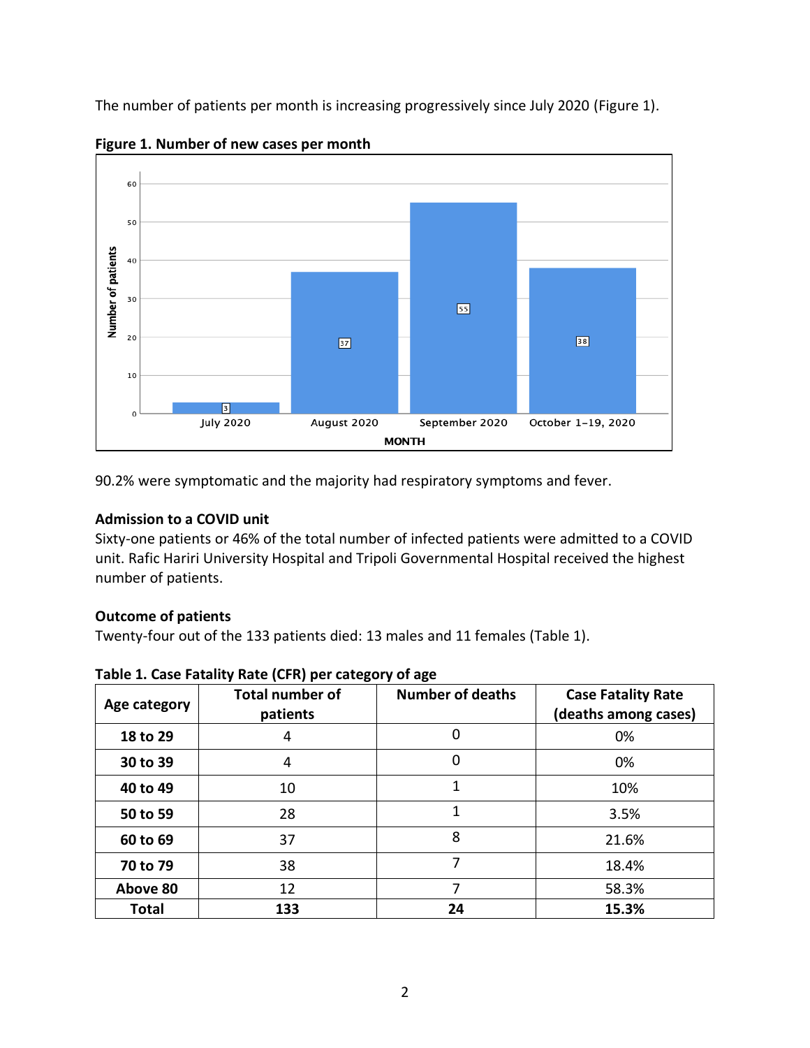The number of patients per month is increasing progressively since July 2020 (Figure 1).

**Figure 1. Number of new cases per month**

Number of patients

60
50
40
30
20
10
0

3
37
55
38

July 2020
August 2020
September 2020
October 1–19, 2020

MONTH

90.2% were symptomatic and the majority had respiratory symptoms and fever.

### Admission to a COVID unit

Sixty-one patients or 46% of the total number of infected patients were admitted to a COVID unit. Rafic Hariri University Hospital and Tripoli Governmental Hospital received the highest number of patients.

### Outcome of patients

Twenty-four out of the 133 patients died: 13 males and 11 females (Table 1).

**Table 1. Case Fatality Rate (CFR) per category of age**

| Age category | Total number of patients | Number of deaths | Case Fatality Rate (deaths among cases) |
|---|---|---|---|
| **18 to 29** | 4 | 0 | 0% |
| **30 to 39** | 4 | 0 | 0% |
| **40 to 49** | 10 | 1 | 10% |
| **50 to 59** | 28 | 1 | 3.5% |
| **60 to 69** | 37 | 8 | 21.6% |
| **70 to 79** | 38 | 7 | 18.4% |
| **Above 80** | 12 | 7 | 58.3% |
| **Total** | **133** | **24** | **15.3%** |